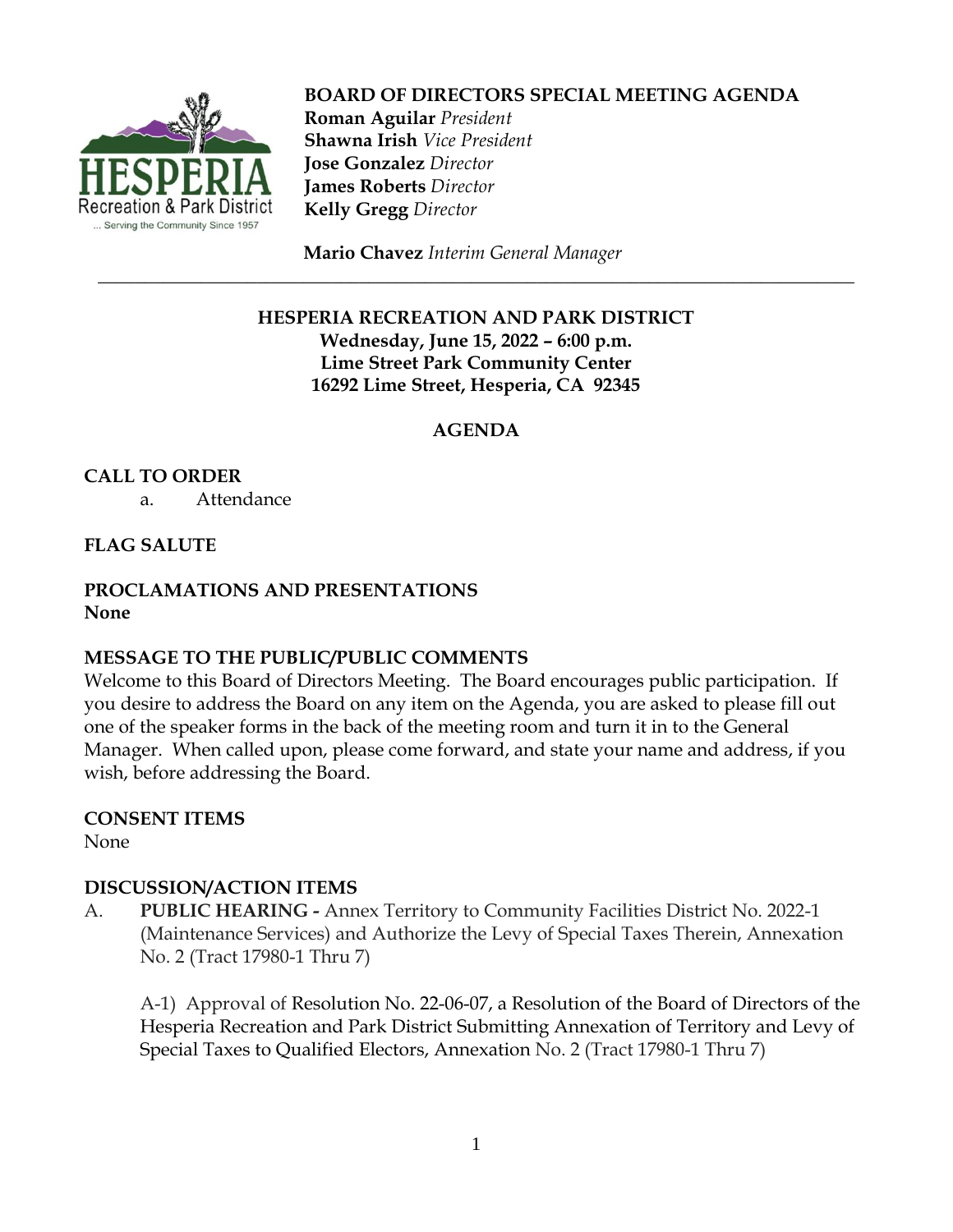**BOARD OF DIRECTORS SPECIAL MEETING AGENDA**
**Roman Aguilar** *President*
**Shawna Irish** *Vice President*
**Jose Gonzalez** *Director*
**James Roberts** *Director*
**Kelly Gregg** *Director*

**Mario Chavez** *Interim General Manager*

---

**HESPERIA RECREATION AND PARK DISTRICT**
**Wednesday, June 15, 2022 – 6:00 p.m.**
**Lime Street Park Community Center**
**16292 Lime Street, Hesperia, CA 92345**

## AGENDA

**CALL TO ORDER**

a. Attendance

**FLAG SALUTE**

**PROCLAMATIONS AND PRESENTATIONS**
**None**

**MESSAGE TO THE PUBLIC/PUBLIC COMMENTS**
Welcome to this Board of Directors Meeting. The Board encourages public participation. If you desire to address the Board on any item on the Agenda, you are asked to please fill out one of the speaker forms in the back of the meeting room and turn it in to the General Manager. When called upon, please come forward, and state your name and address, if you wish, before addressing the Board.

**CONSENT ITEMS**
None

**DISCUSSION/ACTION ITEMS**

A. **PUBLIC HEARING -** Annex Territory to Community Facilities District No. 2022-1 (Maintenance Services) and Authorize the Levy of Special Taxes Therein, Annexation No. 2 (Tract 17980-1 Thru 7)

A-1) Approval of Resolution No. 22-06-07, a Resolution of the Board of Directors of the Hesperia Recreation and Park District Submitting Annexation of Territory and Levy of Special Taxes to Qualified Electors, Annexation No. 2 (Tract 17980-1 Thru 7)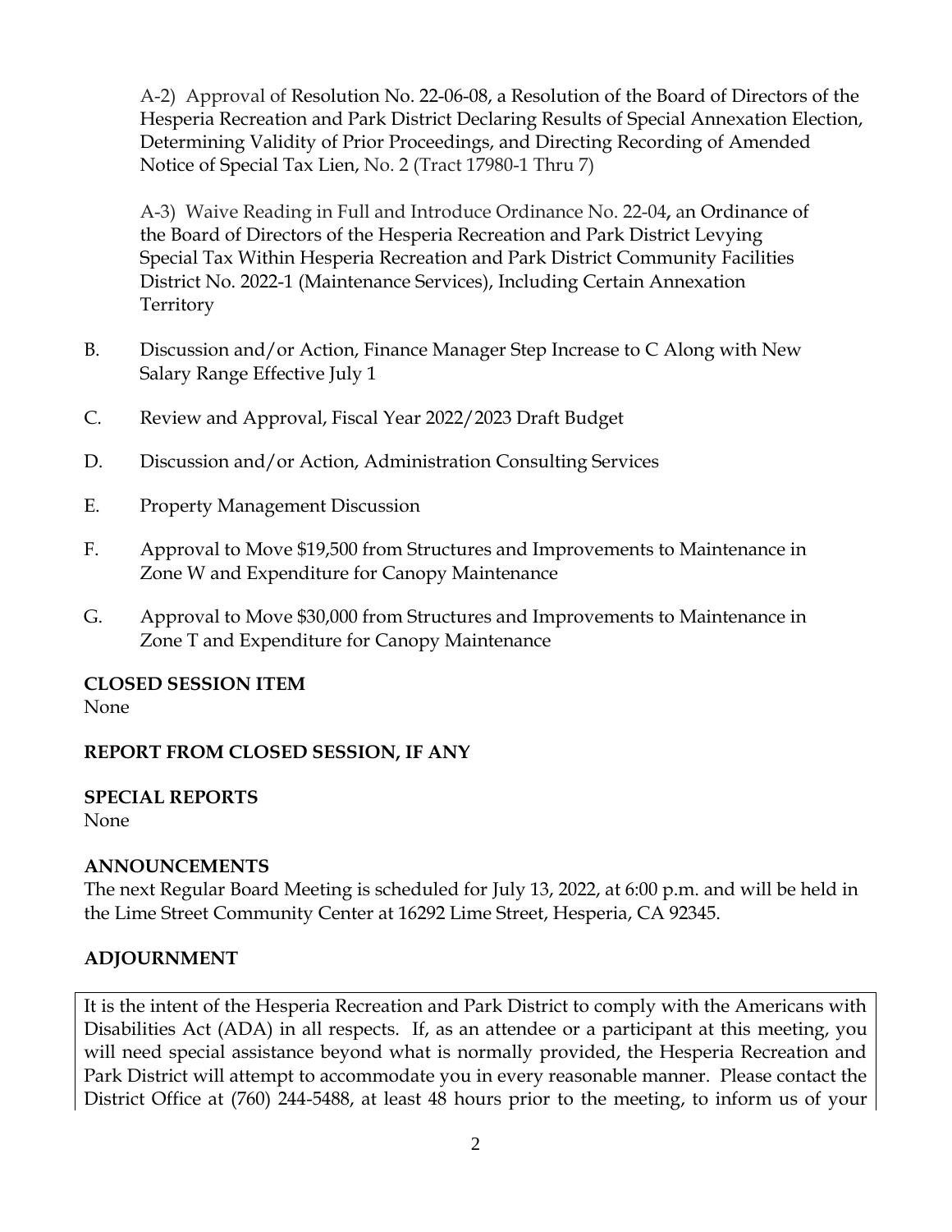A-2) Approval of Resolution No. 22-06-08, a Resolution of the Board of Directors of the Hesperia Recreation and Park District Declaring Results of Special Annexation Election, Determining Validity of Prior Proceedings, and Directing Recording of Amended Notice of Special Tax Lien, No. 2 (Tract 17980-1 Thru 7)

A-3) Waive Reading in Full and Introduce Ordinance No. 22-04**,** an Ordinance of the Board of Directors of the Hesperia Recreation and Park District Levying Special Tax Within Hesperia Recreation and Park District Community Facilities District No. 2022-1 (Maintenance Services), Including Certain Annexation Territory

B. Discussion and/or Action, Finance Manager Step Increase to C Along with New Salary Range Effective July 1

C. Review and Approval, Fiscal Year 2022/2023 Draft Budget

D. Discussion and/or Action, Administration Consulting Services

E. Property Management Discussion

F. Approval to Move $19,500 from Structures and Improvements to Maintenance in Zone W and Expenditure for Canopy Maintenance

G. Approval to Move $30,000 from Structures and Improvements to Maintenance in Zone T and Expenditure for Canopy Maintenance

**CLOSED SESSION ITEM**

None

**REPORT FROM CLOSED SESSION, IF ANY**

**SPECIAL REPORTS**

None

**ANNOUNCEMENTS**

The next Regular Board Meeting is scheduled for July 13, 2022, at 6:00 p.m. and will be held in the Lime Street Community Center at 16292 Lime Street, Hesperia, CA 92345.

**ADJOURNMENT**

It is the intent of the Hesperia Recreation and Park District to comply with the Americans with Disabilities Act (ADA) in all respects. If, as an attendee or a participant at this meeting, you will need special assistance beyond what is normally provided, the Hesperia Recreation and Park District will attempt to accommodate you in every reasonable manner. Please contact the District Office at (760) 244-5488, at least 48 hours prior to the meeting, to inform us of your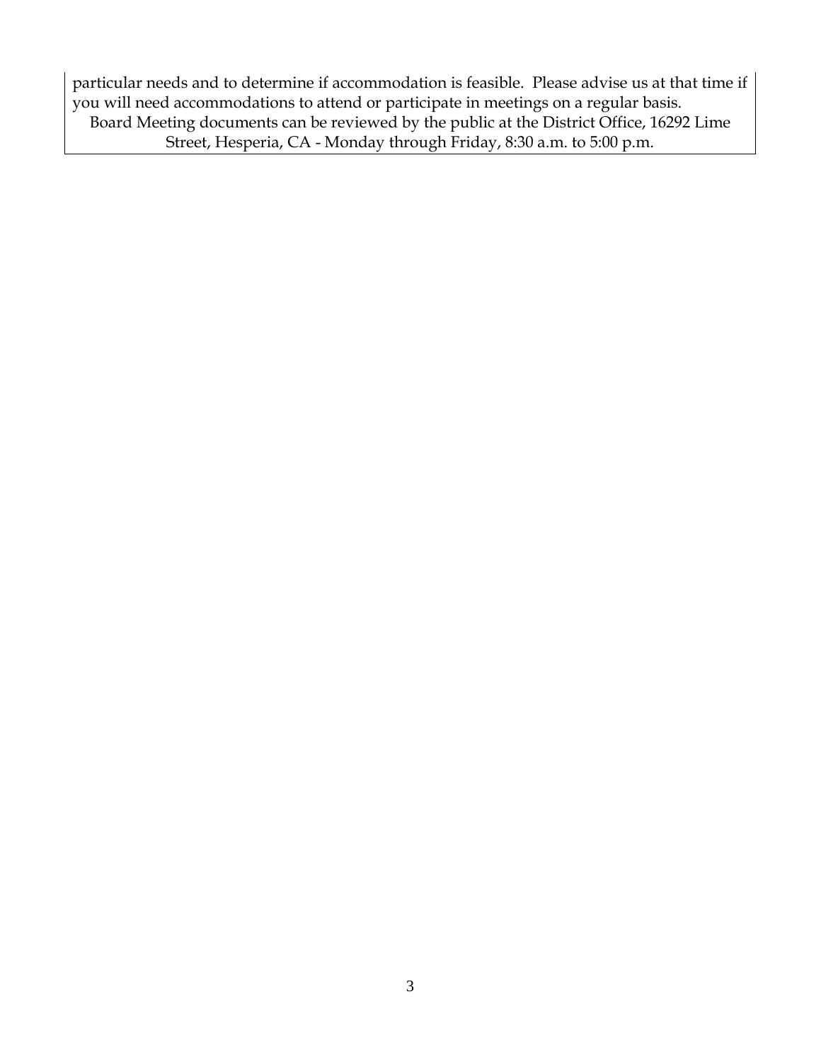particular needs and to determine if accommodation is feasible. Please advise us at that time if you will need accommodations to attend or participate in meetings on a regular basis.

Board Meeting documents can be reviewed by the public at the District Office, 16292 Lime Street, Hesperia, CA - Monday through Friday, 8:30 a.m. to 5:00 p.m.